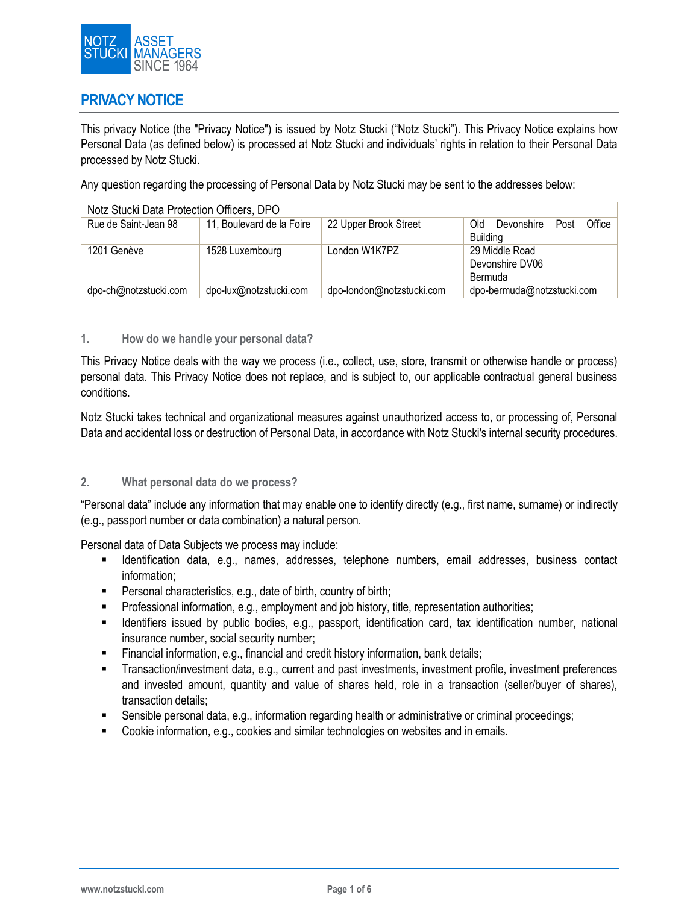# PRIVACY NOTICE

This privacy Notice (the "Privacy Notice") is issued by Notz Stucki ("Notz Stucki"). This Privacy Notice explains how Personal Data (as defined below) is processed at Notz Stucki and individuals' rights in relation to their Personal Data processed by Notz Stucki.

Any question regarding the processing of Personal Data by Notz Stucki may be sent to the addresses below:

| Notz Stucki Data Protection Officers, DPO | | | |
|---|---|---|---|
| Rue de Saint-Jean 98 | 11, Boulevard de la Foire | 22 Upper Brook Street | Old Devonshire Post Office Building |
| 1201 Genève | 1528 Luxembourg | London W1K7PZ | 29 Middle Road<br>Devonshire DV06<br>Bermuda |
| dpo-ch@notzstucki.com | dpo-lux@notzstucki.com | dpo-london@notzstucki.com | dpo-bermuda@notzstucki.com |

## 1. How do we handle your personal data?

This Privacy Notice deals with the way we process (i.e., collect, use, store, transmit or otherwise handle or process) personal data. This Privacy Notice does not replace, and is subject to, our applicable contractual general business conditions.

Notz Stucki takes technical and organizational measures against unauthorized access to, or processing of, Personal Data and accidental loss or destruction of Personal Data, in accordance with Notz Stucki's internal security procedures.

## 2. What personal data do we process?

"Personal data" include any information that may enable one to identify directly (e.g., first name, surname) or indirectly (e.g., passport number or data combination) a natural person.

Personal data of Data Subjects we process may include:

- Identification data, e.g., names, addresses, telephone numbers, email addresses, business contact information;
- Personal characteristics, e.g., date of birth, country of birth;
- Professional information, e.g., employment and job history, title, representation authorities;
- Identifiers issued by public bodies, e.g., passport, identification card, tax identification number, national insurance number, social security number;
- Financial information, e.g., financial and credit history information, bank details;
- Transaction/investment data, e.g., current and past investments, investment profile, investment preferences and invested amount, quantity and value of shares held, role in a transaction (seller/buyer of shares), transaction details;
- Sensible personal data, e.g., information regarding health or administrative or criminal proceedings;
- Cookie information, e.g., cookies and similar technologies on websites and in emails.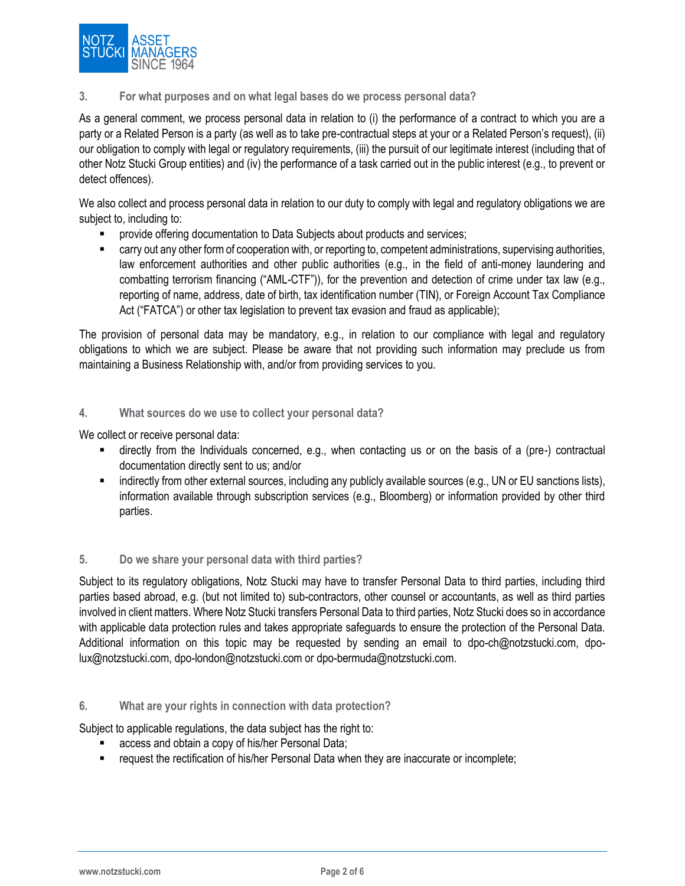## 3. For what purposes and on what legal bases do we process personal data?

As a general comment, we process personal data in relation to (i) the performance of a contract to which you are a party or a Related Person is a party (as well as to take pre-contractual steps at your or a Related Person's request), (ii) our obligation to comply with legal or regulatory requirements, (iii) the pursuit of our legitimate interest (including that of other Notz Stucki Group entities) and (iv) the performance of a task carried out in the public interest (e.g., to prevent or detect offences).

We also collect and process personal data in relation to our duty to comply with legal and regulatory obligations we are subject to, including to:

- provide offering documentation to Data Subjects about products and services;
- carry out any other form of cooperation with, or reporting to, competent administrations, supervising authorities, law enforcement authorities and other public authorities (e.g., in the field of anti-money laundering and combatting terrorism financing ("AML-CTF")), for the prevention and detection of crime under tax law (e.g., reporting of name, address, date of birth, tax identification number (TIN), or Foreign Account Tax Compliance Act ("FATCA") or other tax legislation to prevent tax evasion and fraud as applicable);

The provision of personal data may be mandatory, e.g., in relation to our compliance with legal and regulatory obligations to which we are subject. Please be aware that not providing such information may preclude us from maintaining a Business Relationship with, and/or from providing services to you.

## 4. What sources do we use to collect your personal data?

We collect or receive personal data:

- directly from the Individuals concerned, e.g., when contacting us or on the basis of a (pre-) contractual documentation directly sent to us; and/or
- indirectly from other external sources, including any publicly available sources (e.g., UN or EU sanctions lists), information available through subscription services (e.g., Bloomberg) or information provided by other third parties.

## 5. Do we share your personal data with third parties?

Subject to its regulatory obligations, Notz Stucki may have to transfer Personal Data to third parties, including third parties based abroad, e.g. (but not limited to) sub-contractors, other counsel or accountants, as well as third parties involved in client matters. Where Notz Stucki transfers Personal Data to third parties, Notz Stucki does so in accordance with applicable data protection rules and takes appropriate safeguards to ensure the protection of the Personal Data. Additional information on this topic may be requested by sending an email to dpo-ch@notzstucki.com, dpo-lux@notzstucki.com, dpo-london@notzstucki.com or dpo-bermuda@notzstucki.com.

## 6. What are your rights in connection with data protection?

Subject to applicable regulations, the data subject has the right to:

- access and obtain a copy of his/her Personal Data;
- request the rectification of his/her Personal Data when they are inaccurate or incomplete;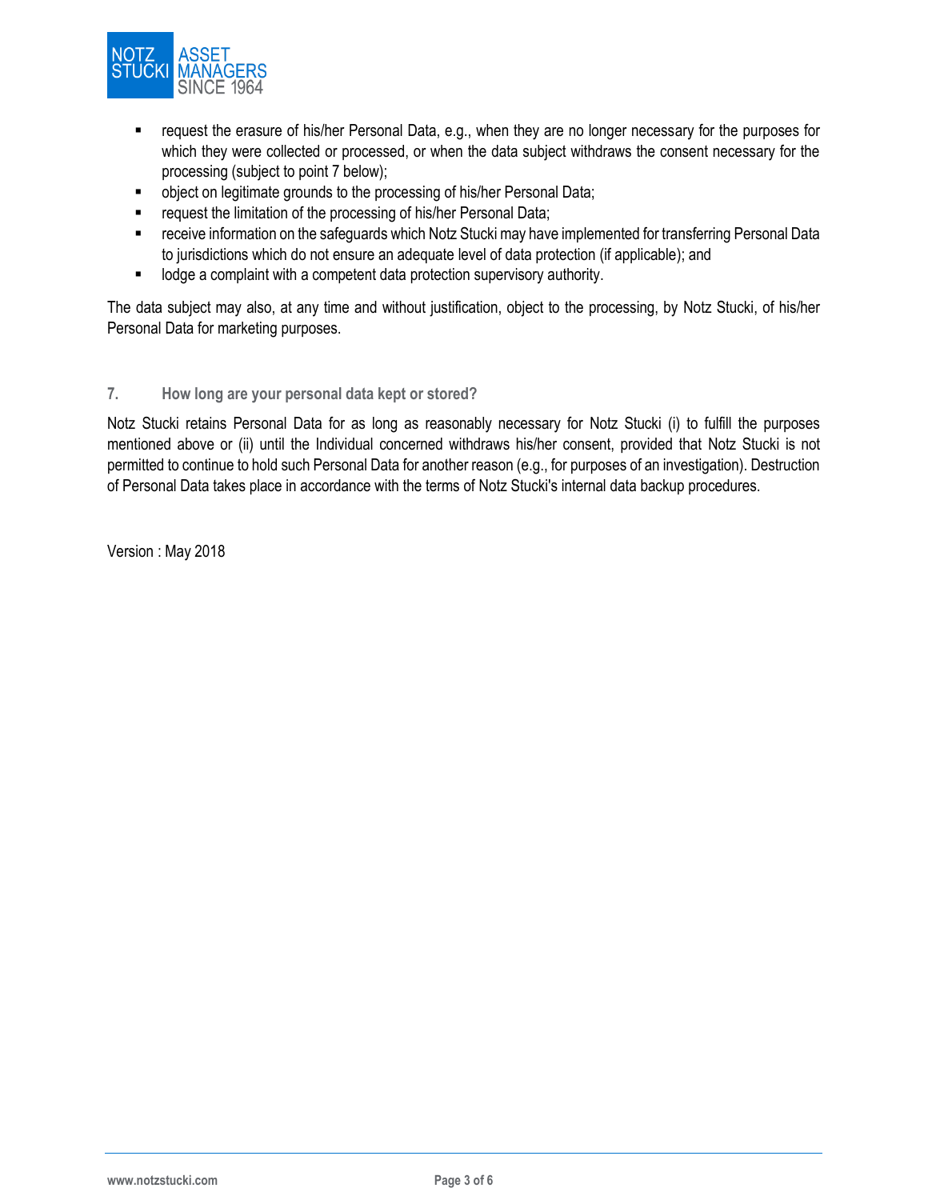- request the erasure of his/her Personal Data, e.g., when they are no longer necessary for the purposes for which they were collected or processed, or when the data subject withdraws the consent necessary for the processing (subject to point 7 below);
- object on legitimate grounds to the processing of his/her Personal Data;
- request the limitation of the processing of his/her Personal Data;
- receive information on the safeguards which Notz Stucki may have implemented for transferring Personal Data to jurisdictions which do not ensure an adequate level of data protection (if applicable); and
- lodge a complaint with a competent data protection supervisory authority.

The data subject may also, at any time and without justification, object to the processing, by Notz Stucki, of his/her Personal Data for marketing purposes.

### 7. How long are your personal data kept or stored?

Notz Stucki retains Personal Data for as long as reasonably necessary for Notz Stucki (i) to fulfill the purposes mentioned above or (ii) until the Individual concerned withdraws his/her consent, provided that Notz Stucki is not permitted to continue to hold such Personal Data for another reason (e.g., for purposes of an investigation). Destruction of Personal Data takes place in accordance with the terms of Notz Stucki's internal data backup procedures.

Version : May 2018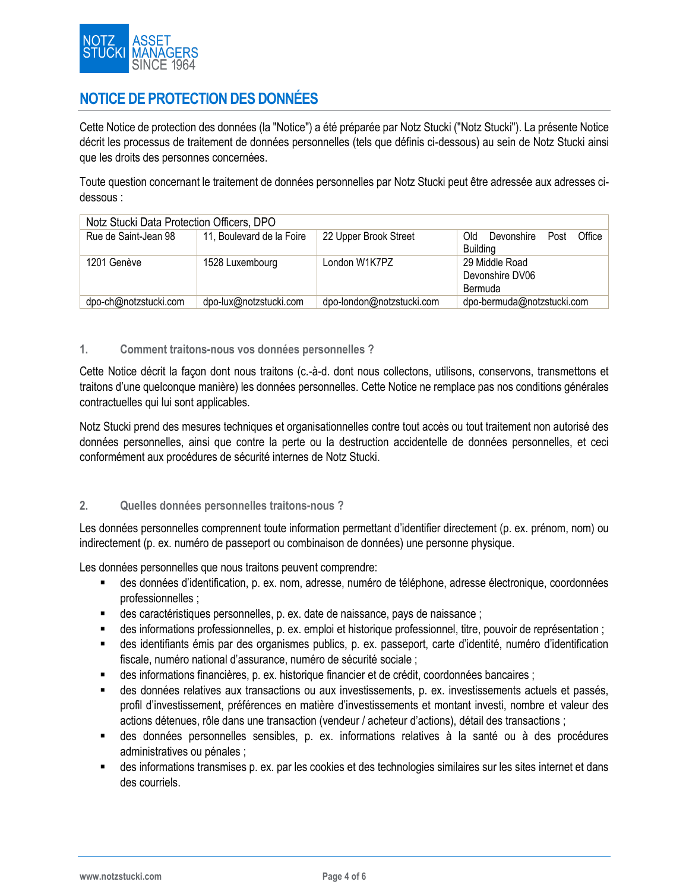NOTZ STUCKI ASSET MANAGERS SINCE 1964

# NOTICE DE PROTECTION DES DONNÉES

Cette Notice de protection des données (la "Notice") a été préparée par Notz Stucki ("Notz Stucki"). La présente Notice décrit les processus de traitement de données personnelles (tels que définis ci-dessous) au sein de Notz Stucki ainsi que les droits des personnes concernées.

Toute question concernant le traitement de données personnelles par Notz Stucki peut être adressée aux adresses ci-dessous :

| Notz Stucki Data Protection Officers, DPO | | | |
|---|---|---|---|
| Rue de Saint-Jean 98 | 11, Boulevard de la Foire | 22 Upper Brook Street | Old Devonshire Post Office Building |
| 1201 Genève | 1528 Luxembourg | London W1K7PZ | 29 Middle Road<br>Devonshire DV06<br>Bermuda |
| dpo-ch@notzstucki.com | dpo-lux@notzstucki.com | dpo-london@notzstucki.com | dpo-bermuda@notzstucki.com |

### 1. Comment traitons-nous vos données personnelles ?

Cette Notice décrit la façon dont nous traitons (c.-à-d. dont nous collectons, utilisons, conservons, transmettons et traitons d'une quelconque manière) les données personnelles. Cette Notice ne remplace pas nos conditions générales contractuelles qui lui sont applicables.

Notz Stucki prend des mesures techniques et organisationnelles contre tout accès ou tout traitement non autorisé des données personnelles, ainsi que contre la perte ou la destruction accidentelle de données personnelles, et ceci conformément aux procédures de sécurité internes de Notz Stucki.

### 2. Quelles données personnelles traitons-nous ?

Les données personnelles comprennent toute information permettant d'identifier directement (p. ex. prénom, nom) ou indirectement (p. ex. numéro de passeport ou combinaison de données) une personne physique.

Les données personnelles que nous traitons peuvent comprendre:

- des données d'identification, p. ex. nom, adresse, numéro de téléphone, adresse électronique, coordonnées professionnelles ;
- des caractéristiques personnelles, p. ex. date de naissance, pays de naissance ;
- des informations professionnelles, p. ex. emploi et historique professionnel, titre, pouvoir de représentation ;
- des identifiants émis par des organismes publics, p. ex. passeport, carte d'identité, numéro d'identification fiscale, numéro national d'assurance, numéro de sécurité sociale ;
- des informations financières, p. ex. historique financier et de crédit, coordonnées bancaires ;
- des données relatives aux transactions ou aux investissements, p. ex. investissements actuels et passés, profil d'investissement, préférences en matière d'investissements et montant investi, nombre et valeur des actions détenues, rôle dans une transaction (vendeur / acheteur d'actions), détail des transactions ;
- des données personnelles sensibles, p. ex. informations relatives à la santé ou à des procédures administratives ou pénales ;
- des informations transmises p. ex. par les cookies et des technologies similaires sur les sites internet et dans des courriels.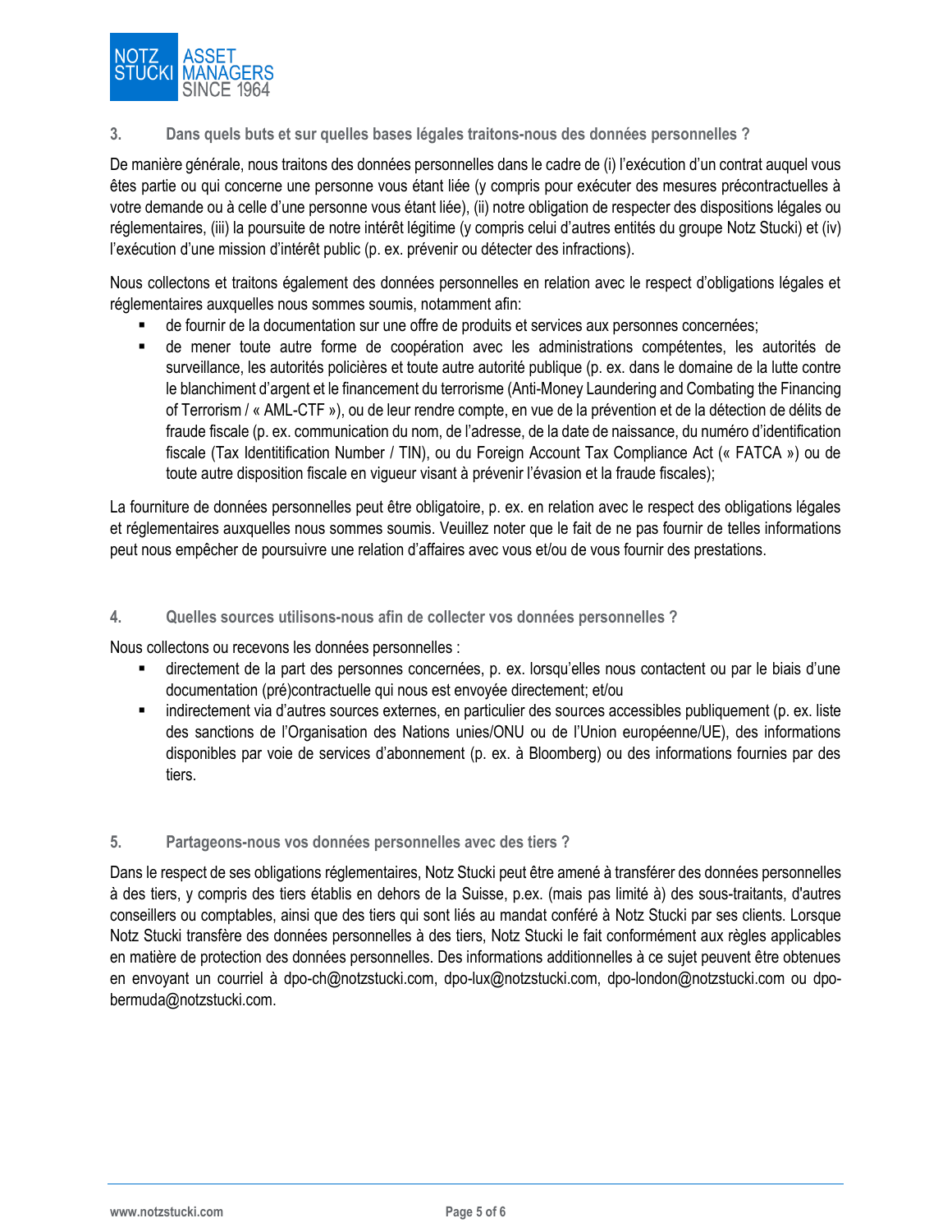## 3. Dans quels buts et sur quelles bases légales traitons-nous des données personnelles ?

De manière générale, nous traitons des données personnelles dans le cadre de (i) l'exécution d'un contrat auquel vous êtes partie ou qui concerne une personne vous étant liée (y compris pour exécuter des mesures précontractuelles à votre demande ou à celle d'une personne vous étant liée), (ii) notre obligation de respecter des dispositions légales ou réglementaires, (iii) la poursuite de notre intérêt légitime (y compris celui d'autres entités du groupe Notz Stucki) et (iv) l'exécution d'une mission d'intérêt public (p. ex. prévenir ou détecter des infractions).

Nous collectons et traitons également des données personnelles en relation avec le respect d'obligations légales et réglementaires auxquelles nous sommes soumis, notamment afin:

- de fournir de la documentation sur une offre de produits et services aux personnes concernées;
- de mener toute autre forme de coopération avec les administrations compétentes, les autorités de surveillance, les autorités policières et toute autre autorité publique (p. ex. dans le domaine de la lutte contre le blanchiment d'argent et le financement du terrorisme (Anti-Money Laundering and Combating the Financing of Terrorism / « AML-CTF »), ou de leur rendre compte, en vue de la prévention et de la détection de délits de fraude fiscale (p. ex. communication du nom, de l'adresse, de la date de naissance, du numéro d'identification fiscale (Tax Identitification Number / TIN), ou du Foreign Account Tax Compliance Act (« FATCA ») ou de toute autre disposition fiscale en vigueur visant à prévenir l'évasion et la fraude fiscales);

La fourniture de données personnelles peut être obligatoire, p. ex. en relation avec le respect des obligations légales et réglementaires auxquelles nous sommes soumis. Veuillez noter que le fait de ne pas fournir de telles informations peut nous empêcher de poursuivre une relation d'affaires avec vous et/ou de vous fournir des prestations.

## 4. Quelles sources utilisons-nous afin de collecter vos données personnelles ?

Nous collectons ou recevons les données personnelles :

- directement de la part des personnes concernées, p. ex. lorsqu'elles nous contactent ou par le biais d'une documentation (pré)contractuelle qui nous est envoyée directement; et/ou
- indirectement via d'autres sources externes, en particulier des sources accessibles publiquement (p. ex. liste des sanctions de l'Organisation des Nations unies/ONU ou de l'Union européenne/UE), des informations disponibles par voie de services d'abonnement (p. ex. à Bloomberg) ou des informations fournies par des tiers.

## 5. Partageons-nous vos données personnelles avec des tiers ?

Dans le respect de ses obligations réglementaires, Notz Stucki peut être amené à transférer des données personnelles à des tiers, y compris des tiers établis en dehors de la Suisse, p.ex. (mais pas limité à) des sous-traitants, d'autres conseillers ou comptables, ainsi que des tiers qui sont liés au mandat conféré à Notz Stucki par ses clients. Lorsque Notz Stucki transfère des données personnelles à des tiers, Notz Stucki le fait conformément aux règles applicables en matière de protection des données personnelles. Des informations additionnelles à ce sujet peuvent être obtenues en envoyant un courriel à dpo-ch@notzstucki.com, dpo-lux@notzstucki.com, dpo-london@notzstucki.com ou dpo-bermuda@notzstucki.com.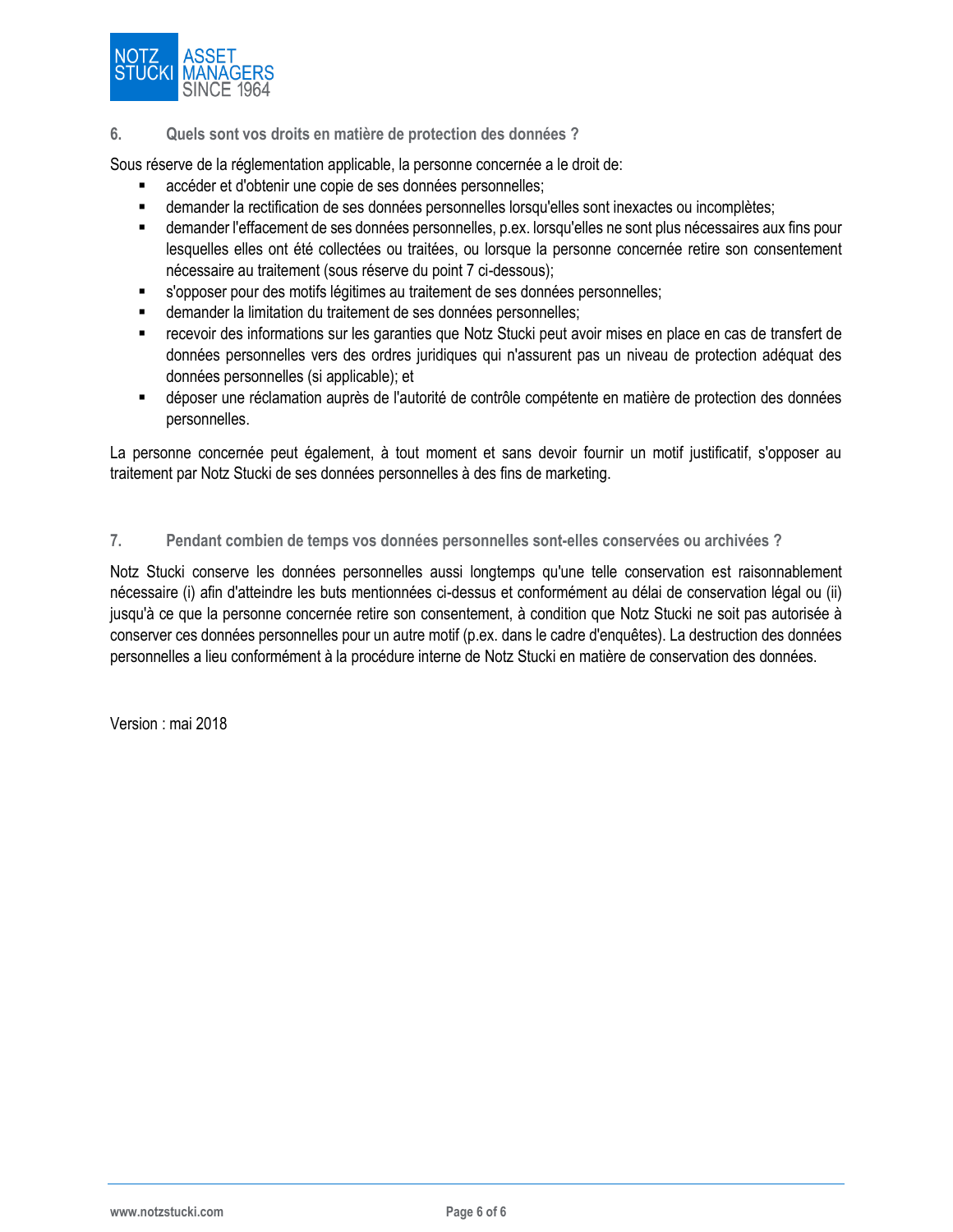## 6. Quels sont vos droits en matière de protection des données ?

Sous réserve de la réglementation applicable, la personne concernée a le droit de:

- accéder et d'obtenir une copie de ses données personnelles;
- demander la rectification de ses données personnelles lorsqu'elles sont inexactes ou incomplètes;
- demander l'effacement de ses données personnelles, p.ex. lorsqu'elles ne sont plus nécessaires aux fins pour lesquelles elles ont été collectées ou traitées, ou lorsque la personne concernée retire son consentement nécessaire au traitement (sous réserve du point 7 ci-dessous);
- s'opposer pour des motifs légitimes au traitement de ses données personnelles;
- demander la limitation du traitement de ses données personnelles;
- recevoir des informations sur les garanties que Notz Stucki peut avoir mises en place en cas de transfert de données personnelles vers des ordres juridiques qui n'assurent pas un niveau de protection adéquat des données personnelles (si applicable); et
- déposer une réclamation auprès de l'autorité de contrôle compétente en matière de protection des données personnelles.

La personne concernée peut également, à tout moment et sans devoir fournir un motif justificatif, s'opposer au traitement par Notz Stucki de ses données personnelles à des fins de marketing.

## 7. Pendant combien de temps vos données personnelles sont-elles conservées ou archivées ?

Notz Stucki conserve les données personnelles aussi longtemps qu'une telle conservation est raisonnablement nécessaire (i) afin d'atteindre les buts mentionnées ci-dessus et conformément au délai de conservation légal ou (ii) jusqu'à ce que la personne concernée retire son consentement, à condition que Notz Stucki ne soit pas autorisée à conserver ces données personnelles pour un autre motif (p.ex. dans le cadre d'enquêtes). La destruction des données personnelles a lieu conformément à la procédure interne de Notz Stucki en matière de conservation des données.

Version : mai 2018